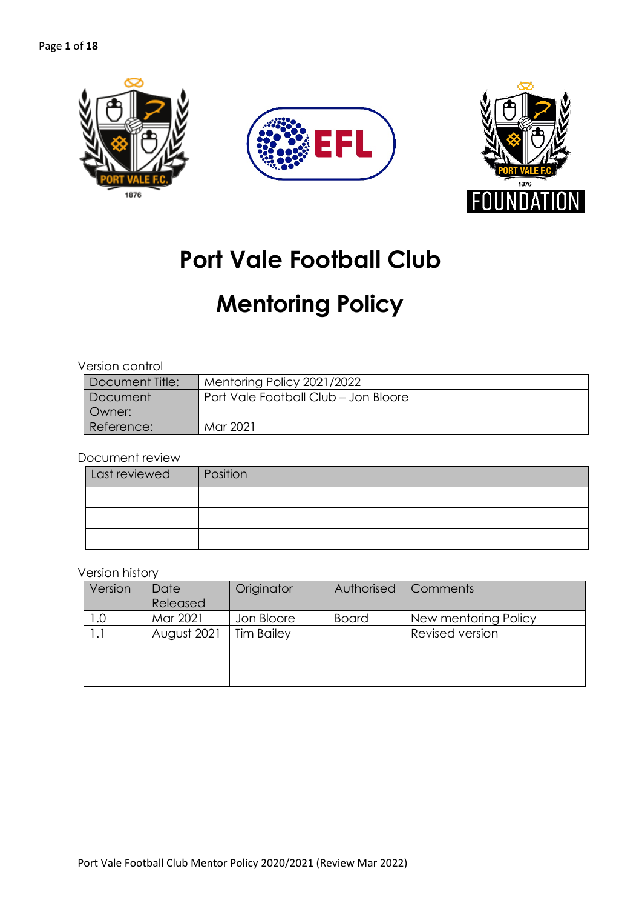# Port Vale Football Club

# Mentoring Policy

Version control

| Document Title: | Mentoring Policy 2021/2022 |
|---|---|
| Document Owner: | Port Vale Football Club – Jon Bloore |
| Reference: | Mar 2021 |

Document review

| Last reviewed | Position |
|---|---|
| | |
| | |
| | |

Version history

| Version | Date Released | Originator | Authorised | Comments |
|---|---|---|---|---|
| 1.0 | Mar 2021 | Jon Bloore | Board | New mentoring Policy |
| 1.1 | August 2021 | Tim Bailey | | Revised version |
| | | | | |
| | | | | |
| | | | | |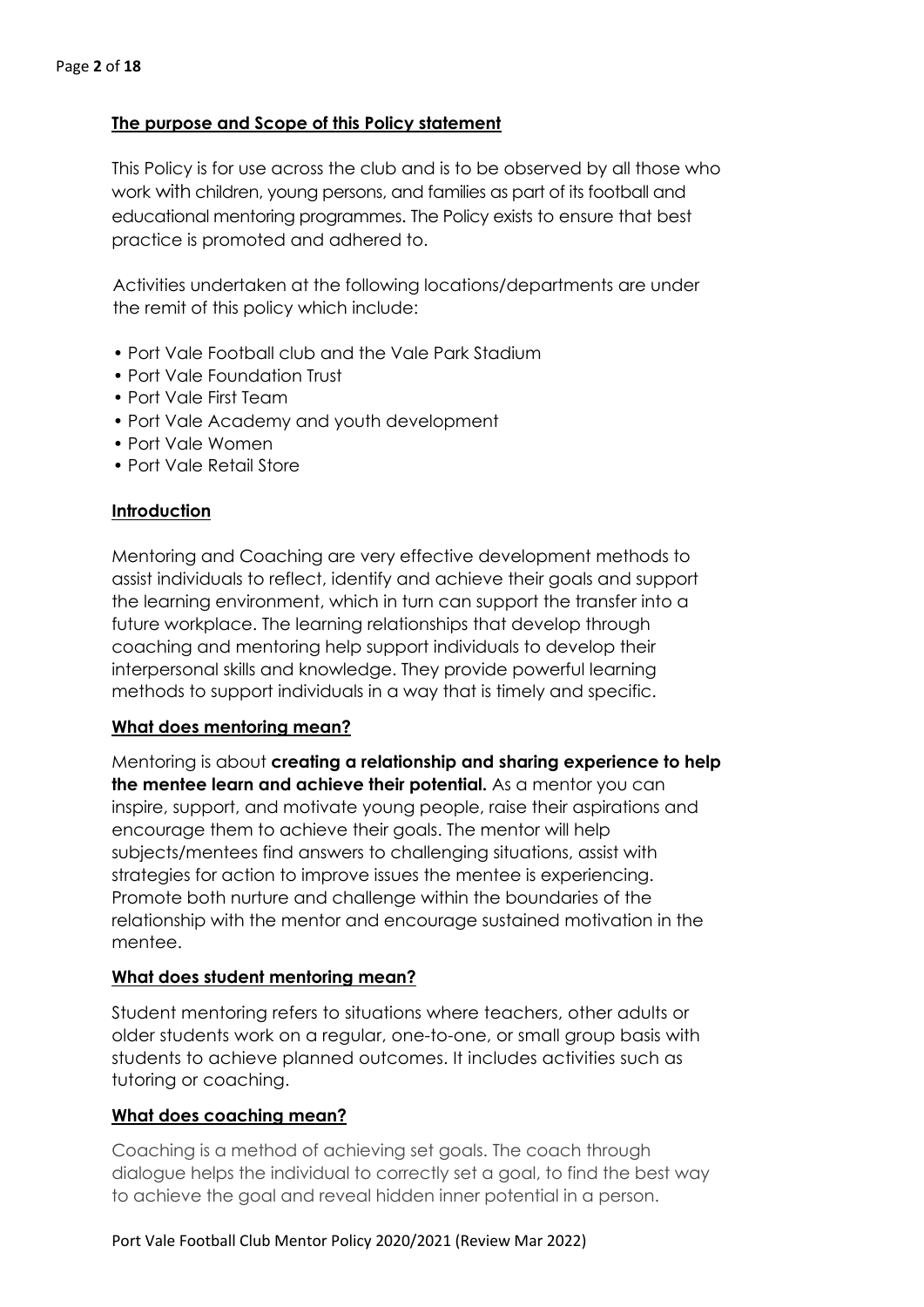## The purpose and Scope of this Policy statement

This Policy is for use across the club and is to be observed by all those who work with children, young persons, and families as part of its football and educational mentoring programmes. The Policy exists to ensure that best practice is promoted and adhered to.

Activities undertaken at the following locations/departments are under the remit of this policy which include:

- Port Vale Football club and the Vale Park Stadium
- Port Vale Foundation Trust
- Port Vale First Team
- Port Vale Academy and youth development
- Port Vale Women
- Port Vale Retail Store

## Introduction

Mentoring and Coaching are very effective development methods to assist individuals to reflect, identify and achieve their goals and support the learning environment, which in turn can support the transfer into a future workplace. The learning relationships that develop through coaching and mentoring help support individuals to develop their interpersonal skills and knowledge. They provide powerful learning methods to support individuals in a way that is timely and specific.

## What does mentoring mean?

Mentoring is about **creating a relationship and sharing experience to help the mentee learn and achieve their potential.** As a mentor you can inspire, support, and motivate young people, raise their aspirations and encourage them to achieve their goals. The mentor will help subjects/mentees find answers to challenging situations, assist with strategies for action to improve issues the mentee is experiencing. Promote both nurture and challenge within the boundaries of the relationship with the mentor and encourage sustained motivation in the mentee.

## What does student mentoring mean?

Student mentoring refers to situations where teachers, other adults or older students work on a regular, one-to-one, or small group basis with students to achieve planned outcomes. It includes activities such as tutoring or coaching.

## What does coaching mean?

Coaching is a method of achieving set goals. The coach through dialogue helps the individual to correctly set a goal, to find the best way to achieve the goal and reveal hidden inner potential in a person.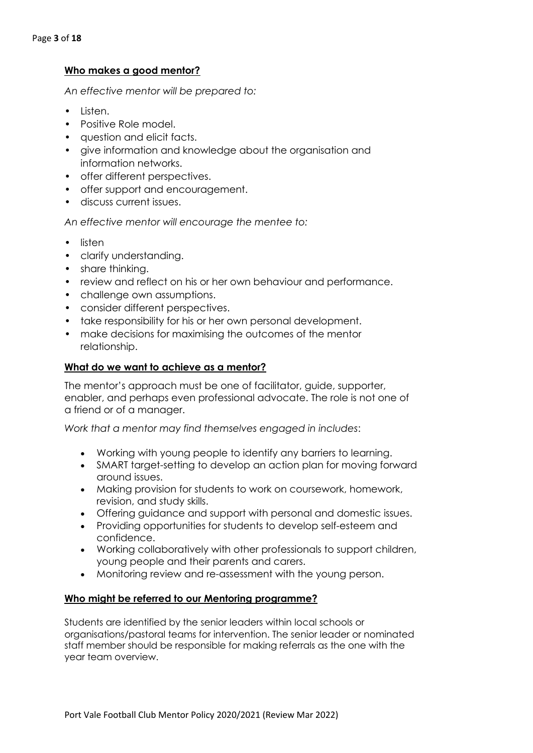## **Who makes a good mentor?**

*An effective mentor will be prepared to:*

- Listen.
- Positive Role model.
- question and elicit facts.
- give information and knowledge about the organisation and information networks.
- offer different perspectives.
- offer support and encouragement.
- discuss current issues.

*An effective mentor will encourage the mentee to:*

- listen
- clarify understanding.
- share thinking.
- review and reflect on his or her own behaviour and performance.
- challenge own assumptions.
- consider different perspectives.
- take responsibility for his or her own personal development.
- make decisions for maximising the outcomes of the mentor relationship.

## **What do we want to achieve as a mentor?**

The mentor's approach must be one of facilitator, guide, supporter, enabler, and perhaps even professional advocate. The role is not one of a friend or of a manager.

*Work that a mentor may find themselves engaged in includes*:

- Working with young people to identify any barriers to learning.
- SMART target-setting to develop an action plan for moving forward around issues.
- Making provision for students to work on coursework, homework, revision, and study skills.
- Offering guidance and support with personal and domestic issues.
- Providing opportunities for students to develop self-esteem and confidence.
- Working collaboratively with other professionals to support children, young people and their parents and carers.
- Monitoring review and re-assessment with the young person.

## **Who might be referred to our Mentoring programme?**

Students are identified by the senior leaders within local schools or organisations/pastoral teams for intervention. The senior leader or nominated staff member should be responsible for making referrals as the one with the year team overview.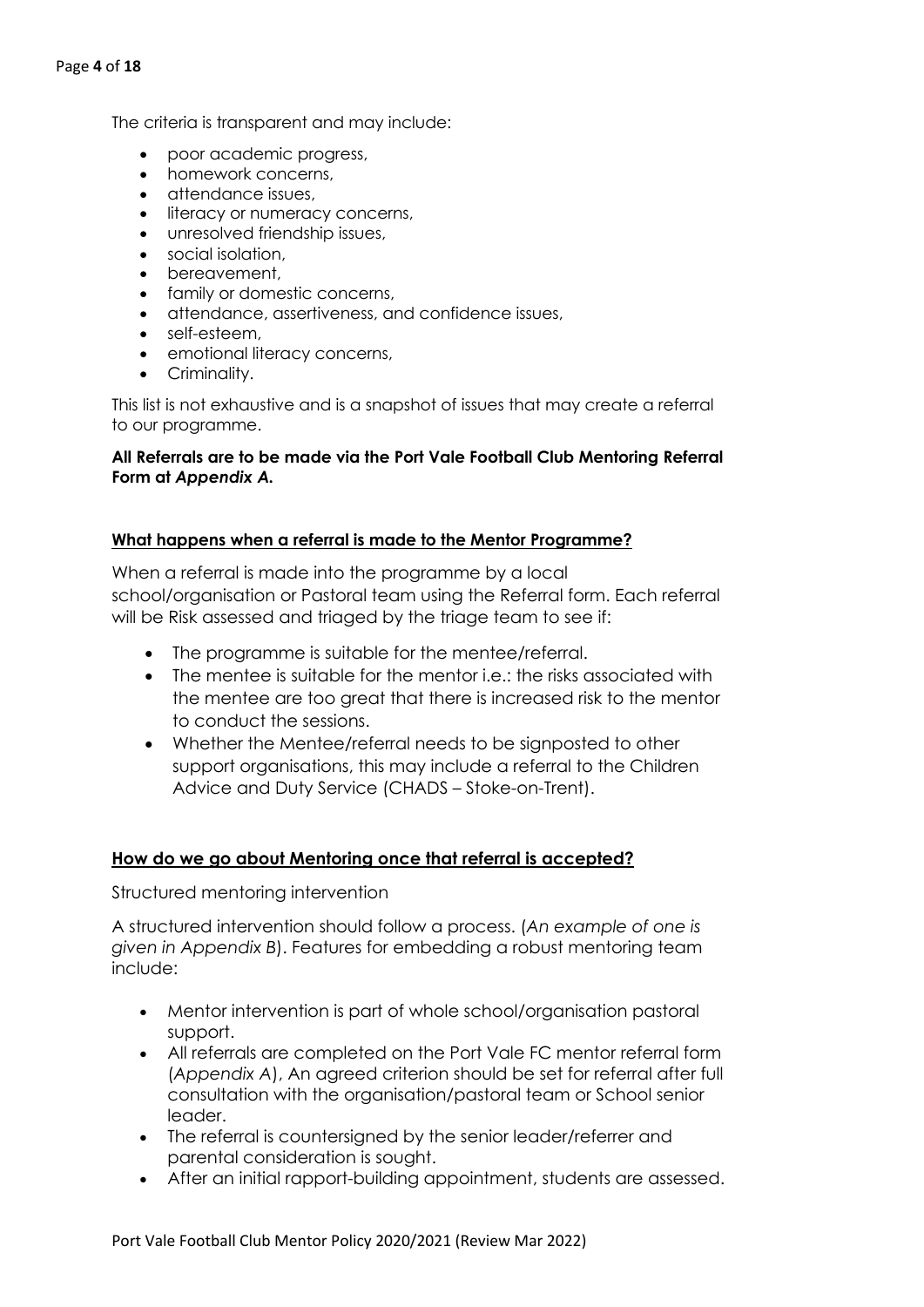The criteria is transparent and may include:

- poor academic progress,
- homework concerns,
- attendance issues,
- literacy or numeracy concerns,
- unresolved friendship issues,
- social isolation,
- bereavement,
- family or domestic concerns,
- attendance, assertiveness, and confidence issues,
- self-esteem,
- emotional literacy concerns,
- Criminality.

This list is not exhaustive and is a snapshot of issues that may create a referral to our programme.

**All Referrals are to be made via the Port Vale Football Club Mentoring Referral Form at *Appendix A.***

**<u>What happens when a referral is made to the Mentor Programme?</u>**

When a referral is made into the programme by a local school/organisation or Pastoral team using the Referral form. Each referral will be Risk assessed and triaged by the triage team to see if:

- The programme is suitable for the mentee/referral.
- The mentee is suitable for the mentor i.e.: the risks associated with the mentee are too great that there is increased risk to the mentor to conduct the sessions.
- Whether the Mentee/referral needs to be signposted to other support organisations, this may include a referral to the Children Advice and Duty Service (CHADS – Stoke-on-Trent).

**<u>How do we go about Mentoring once that referral is accepted?</u>**

Structured mentoring intervention

A structured intervention should follow a process. (*An example of one is given in Appendix B*). Features for embedding a robust mentoring team include:

- Mentor intervention is part of whole school/organisation pastoral support.
- All referrals are completed on the Port Vale FC mentor referral form (*Appendix A*), An agreed criterion should be set for referral after full consultation with the organisation/pastoral team or School senior leader.
- The referral is countersigned by the senior leader/referrer and parental consideration is sought.
- After an initial rapport-building appointment, students are assessed.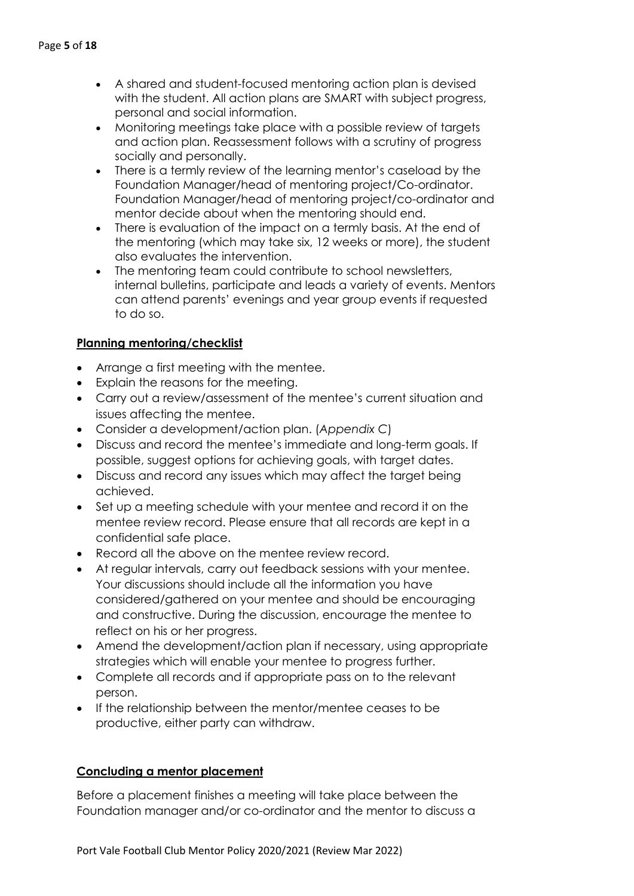- A shared and student-focused mentoring action plan is devised with the student. All action plans are SMART with subject progress, personal and social information.
- Monitoring meetings take place with a possible review of targets and action plan. Reassessment follows with a scrutiny of progress socially and personally.
- There is a termly review of the learning mentor's caseload by the Foundation Manager/head of mentoring project/Co-ordinator. Foundation Manager/head of mentoring project/co-ordinator and mentor decide about when the mentoring should end.
- There is evaluation of the impact on a termly basis. At the end of the mentoring (which may take six, 12 weeks or more), the student also evaluates the intervention.
- The mentoring team could contribute to school newsletters, internal bulletins, participate and leads a variety of events. Mentors can attend parents' evenings and year group events if requested to do so.

**Planning mentoring/checklist**

- Arrange a first meeting with the mentee.
- Explain the reasons for the meeting.
- Carry out a review/assessment of the mentee's current situation and issues affecting the mentee.
- Consider a development/action plan. (*Appendix C*)
- Discuss and record the mentee's immediate and long-term goals. If possible, suggest options for achieving goals, with target dates.
- Discuss and record any issues which may affect the target being achieved.
- Set up a meeting schedule with your mentee and record it on the mentee review record. Please ensure that all records are kept in a confidential safe place.
- Record all the above on the mentee review record.
- At regular intervals, carry out feedback sessions with your mentee. Your discussions should include all the information you have considered/gathered on your mentee and should be encouraging and constructive. During the discussion, encourage the mentee to reflect on his or her progress.
- Amend the development/action plan if necessary, using appropriate strategies which will enable your mentee to progress further.
- Complete all records and if appropriate pass on to the relevant person.
- If the relationship between the mentor/mentee ceases to be productive, either party can withdraw.

**Concluding a mentor placement**

Before a placement finishes a meeting will take place between the Foundation manager and/or co-ordinator and the mentor to discuss a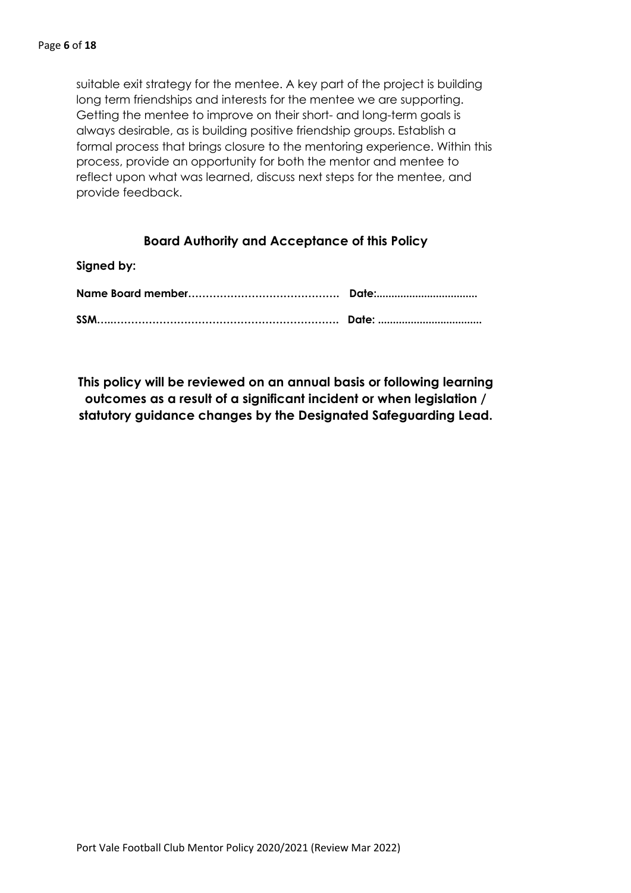suitable exit strategy for the mentee. A key part of the project is building long term friendships and interests for the mentee we are supporting. Getting the mentee to improve on their short- and long-term goals is always desirable, as is building positive friendship groups. Establish a formal process that brings closure to the mentoring experience. Within this process, provide an opportunity for both the mentor and mentee to reflect upon what was learned, discuss next steps for the mentee, and provide feedback.

## Board Authority and Acceptance of this Policy

**Signed by:**

**Name Board member……………………………………. Date:.................................**

**SSM…..…………………………………………………………. Date: ..................................**

**This policy will be reviewed on an annual basis or following learning outcomes as a result of a significant incident or when legislation / statutory guidance changes by the Designated Safeguarding Lead.**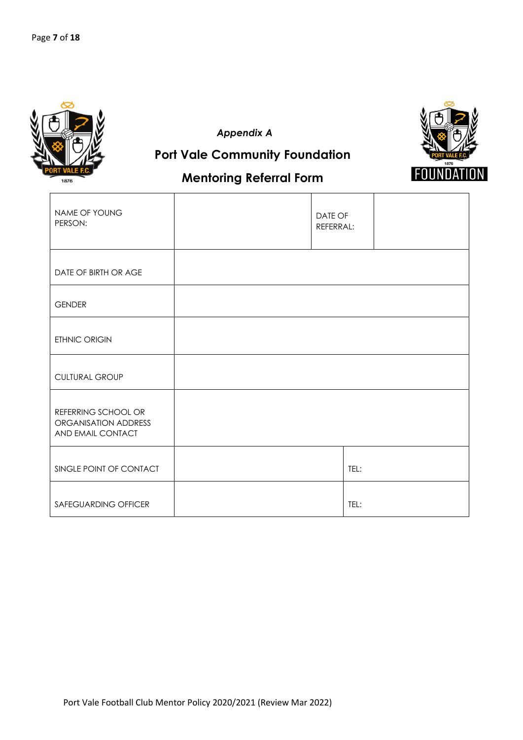*Appendix A*

## Port Vale Community Foundation

## Mentoring Referral Form

| NAME OF YOUNG PERSON: | | DATE OF REFERRAL: | |
|---|---|---|---|
| DATE OF BIRTH OR AGE | | | |
| GENDER | | | |
| ETHNIC ORIGIN | | | |
| CULTURAL GROUP | | | |
| REFERRING SCHOOL OR ORGANISATION ADDRESS AND EMAIL CONTACT | | | |
| SINGLE POINT OF CONTACT | | TEL: | |
| SAFEGUARDING OFFICER | | TEL: | |

Port Vale Football Club Mentor Policy 2020/2021 (Review Mar 2022)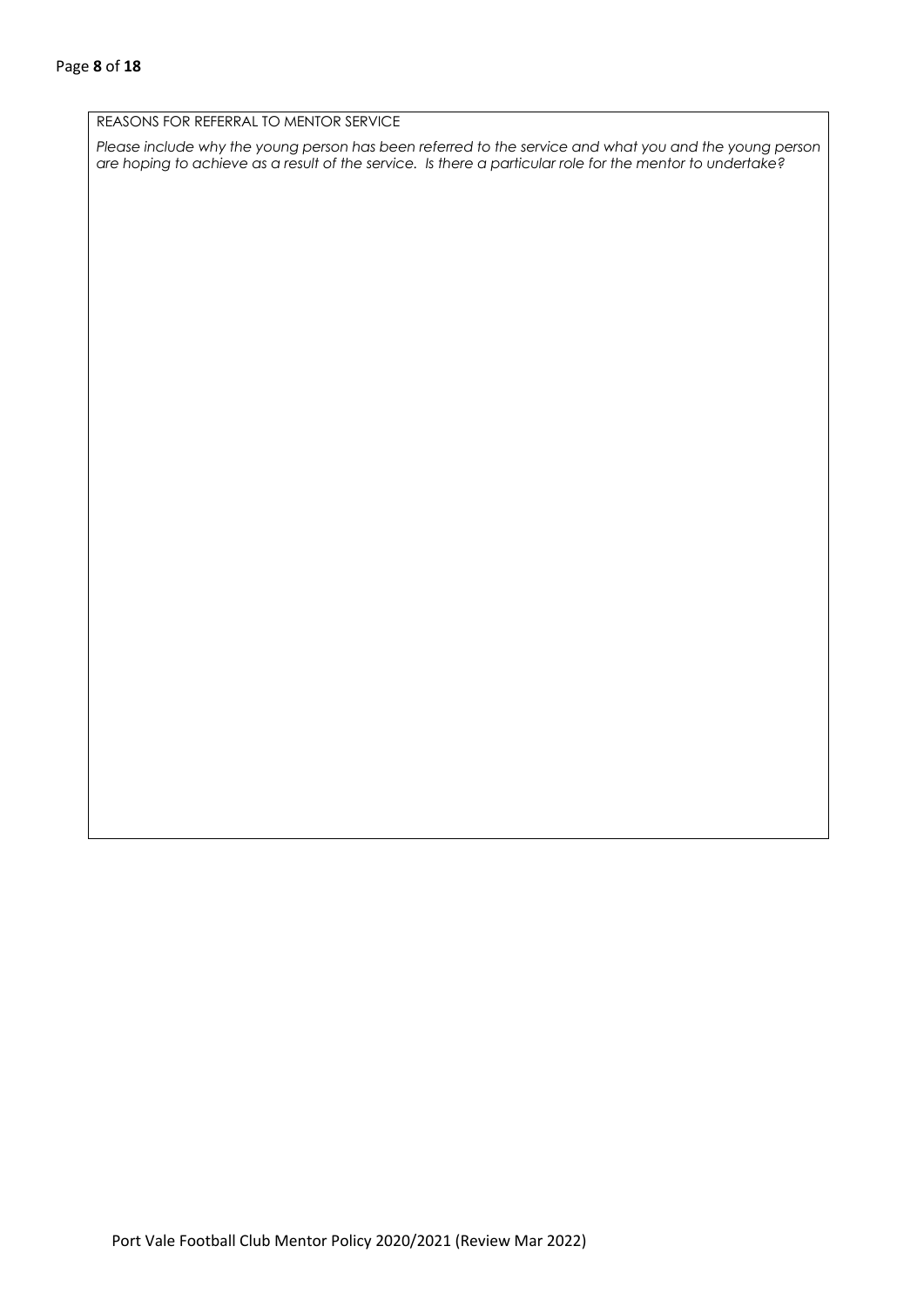REASONS FOR REFERRAL TO MENTOR SERVICE

*Please include why the young person has been referred to the service and what you and the young person are hoping to achieve as a result of the service. Is there a particular role for the mentor to undertake?*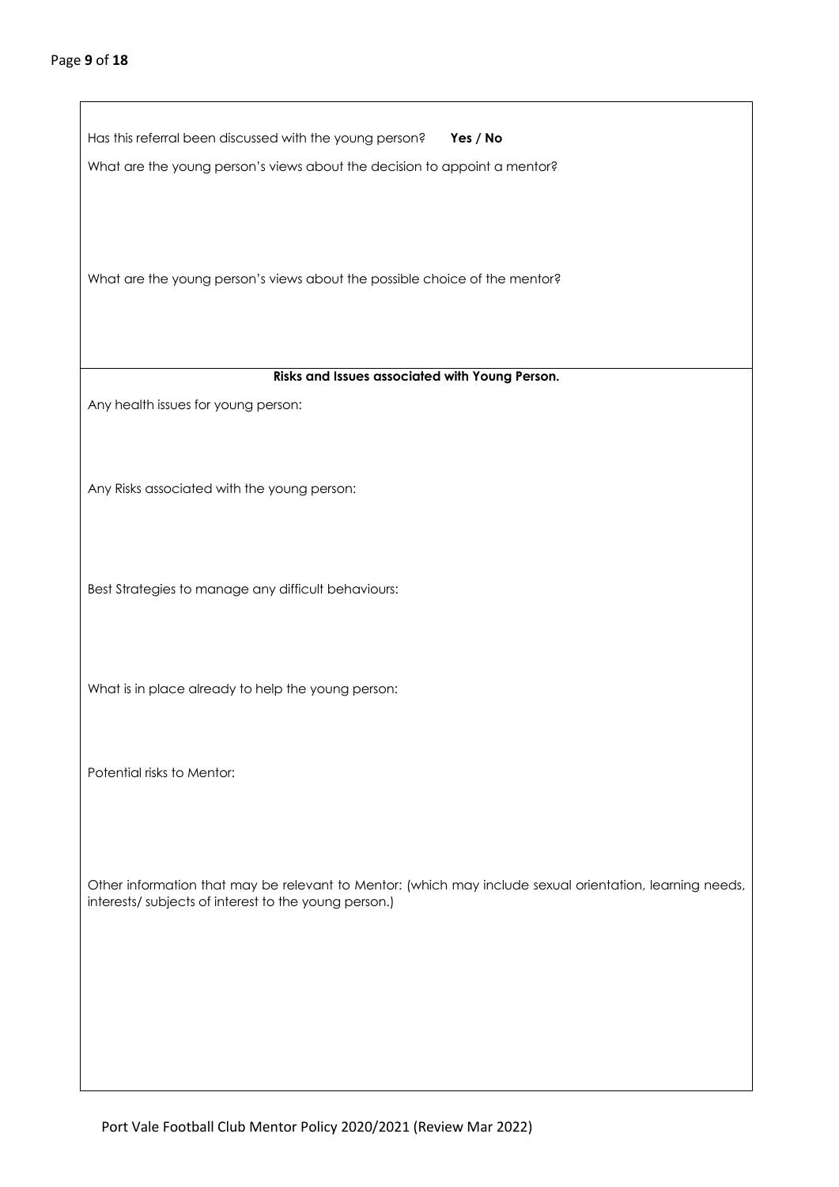Has this referral been discussed with the young person? **Yes / No**

What are the young person's views about the decision to appoint a mentor?

What are the young person's views about the possible choice of the mentor?

**Risks and Issues associated with Young Person.**

Any health issues for young person:

Any Risks associated with the young person:

Best Strategies to manage any difficult behaviours:

What is in place already to help the young person:

Potential risks to Mentor:

Other information that may be relevant to Mentor: (which may include sexual orientation, learning needs, interests/ subjects of interest to the young person.)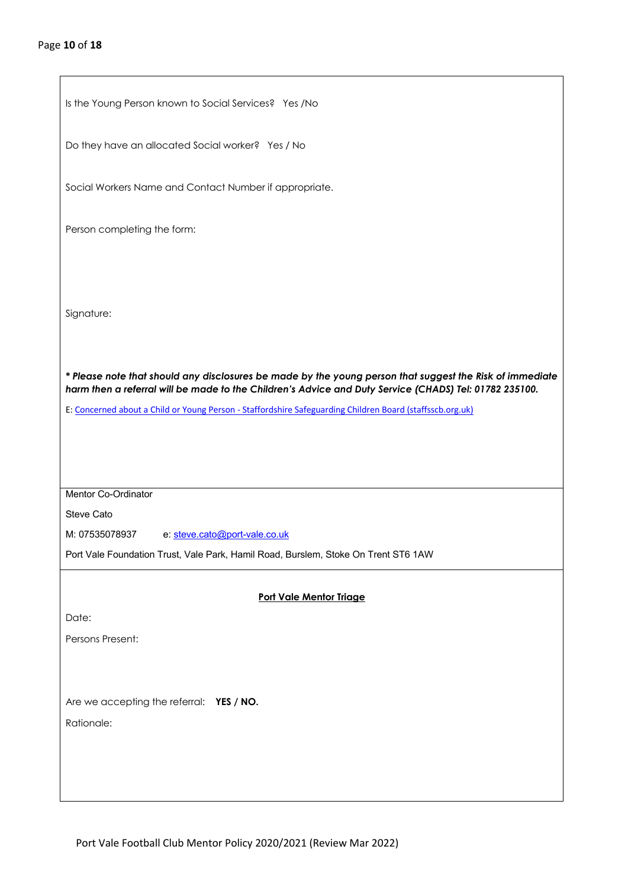Is the Young Person known to Social Services? Yes /No

Do they have an allocated Social worker? Yes / No

Social Workers Name and Contact Number if appropriate.

Person completing the form:

Signature:

***\* Please note that should any disclosures be made by the young person that suggest the Risk of immediate harm then a referral will be made to the Children's Advice and Duty Service (CHADS) Tel: 01782 235100.***

E: [Concerned about a Child or Young Person - Staffordshire Safeguarding Children Board (staffsscb.org.uk)](staffsscb.org.uk)

Mentor Co-Ordinator

Steve Cato

M: 07535078937 e: steve.cato@port-vale.co.uk

Port Vale Foundation Trust, Vale Park, Hamil Road, Burslem, Stoke On Trent ST6 1AW

**Port Vale Mentor Triage**

Date:

Persons Present:

Are we accepting the referral: **YES / NO.**

Rationale: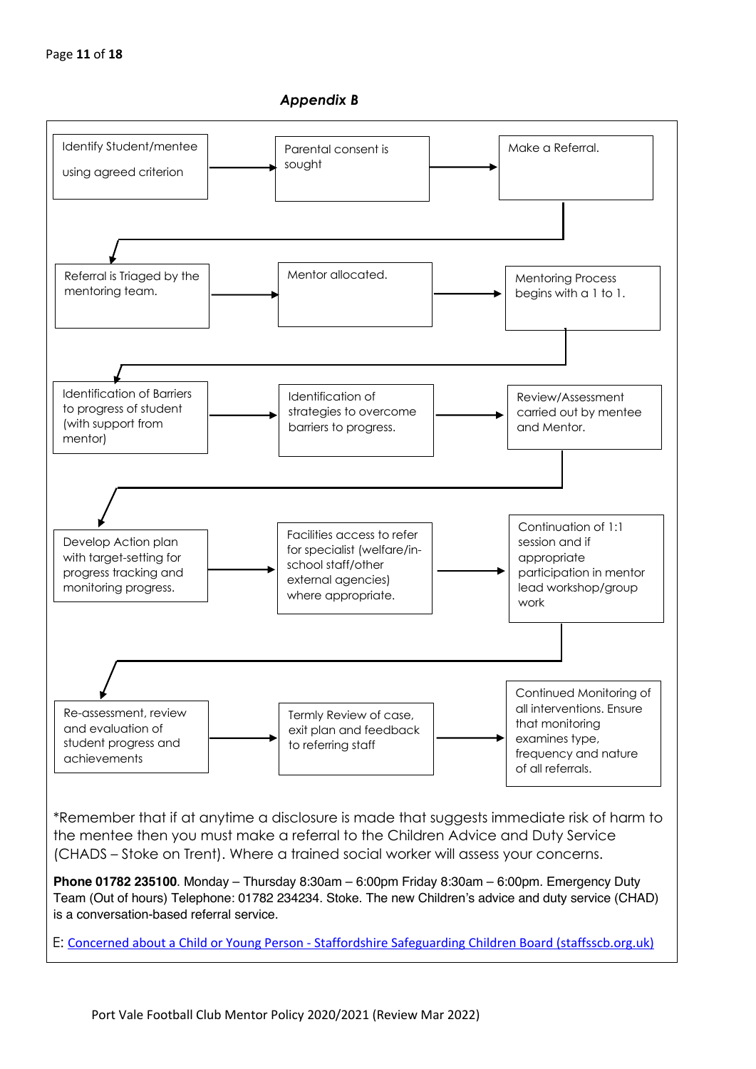***Appendix B***

1. Identify Student/mentee using agreed criterion
2. Parental consent is sought
3. Make a Referral.
4. Referral is Triaged by the mentoring team.
5. Mentor allocated.
6. Mentoring Process begins with a 1 to 1.
7. Identification of Barriers to progress of student (with support from mentor)
8. Identification of strategies to overcome barriers to progress.
9. Review/Assessment carried out by mentee and Mentor.
10. Develop Action plan with target-setting for progress tracking and monitoring progress.
11. Facilities access to refer for specialist (welfare/in-school staff/other external agencies) where appropriate.
12. Continuation of 1:1 session and if appropriate participation in mentor lead workshop/group work
13. Re-assessment, review and evaluation of student progress and achievements
14. Termly Review of case, exit plan and feedback to referring staff
15. Continued Monitoring of all interventions. Ensure that monitoring examines type, frequency and nature of all referrals.

*Remember that if at anytime a disclosure is made that suggests immediate risk of harm to the mentee then you must make a referral to the Children Advice and Duty Service (CHADS – Stoke on Trent). Where a trained social worker will assess your concerns.

**Phone 01782 235100**. Monday – Thursday 8:30am – 6:00pm Friday 8:30am – 6:00pm. Emergency Duty Team (Out of hours) Telephone: 01782 234234. Stoke. The new Children's advice and duty service (CHAD) is a conversation-based referral service.

E: Concerned about a Child or Young Person - Staffordshire Safeguarding Children Board (staffsscb.org.uk)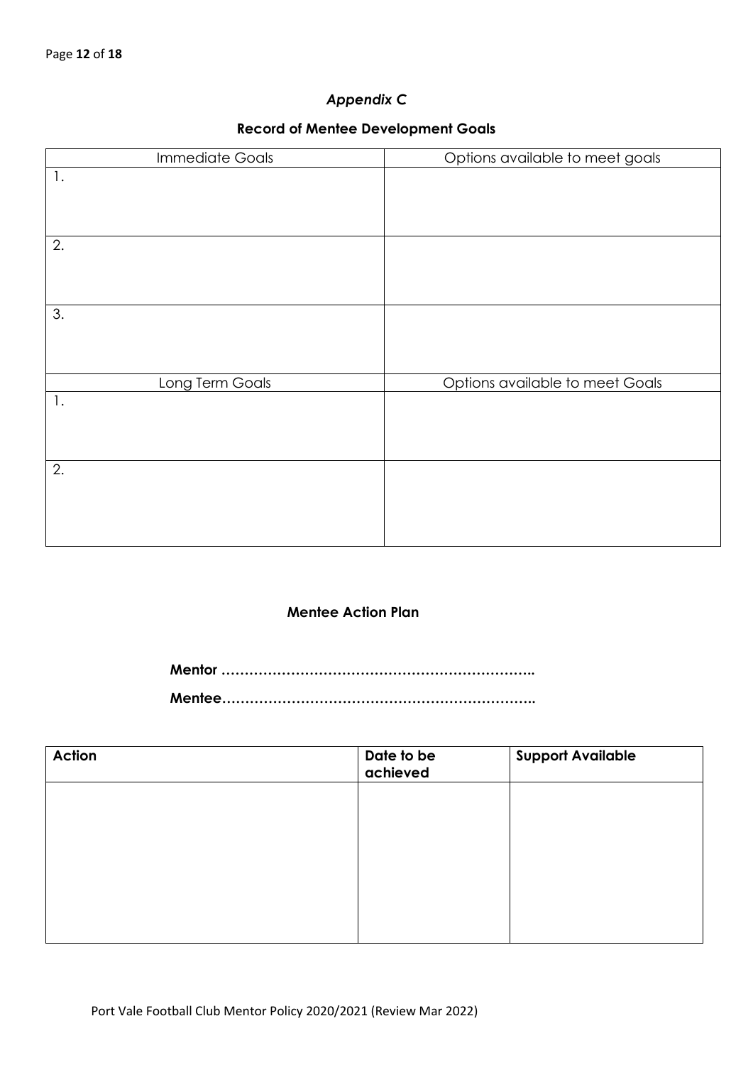## *Appendix C*

### Record of Mentee Development Goals

| Immediate Goals | Options available to meet goals |
| --- | --- |
| 1. | |
| 2. | |
| 3. | |
| Long Term Goals | Options available to meet Goals |
| 1. | |
| 2. | |

### Mentee Action Plan

**Mentor …………………………………………………………..**

**Mentee…………………………………………………………..**

| **Action** | **Date to be achieved** | **Support Available** |
| --- | --- | --- |
| | | |

Port Vale Football Club Mentor Policy 2020/2021 (Review Mar 2022)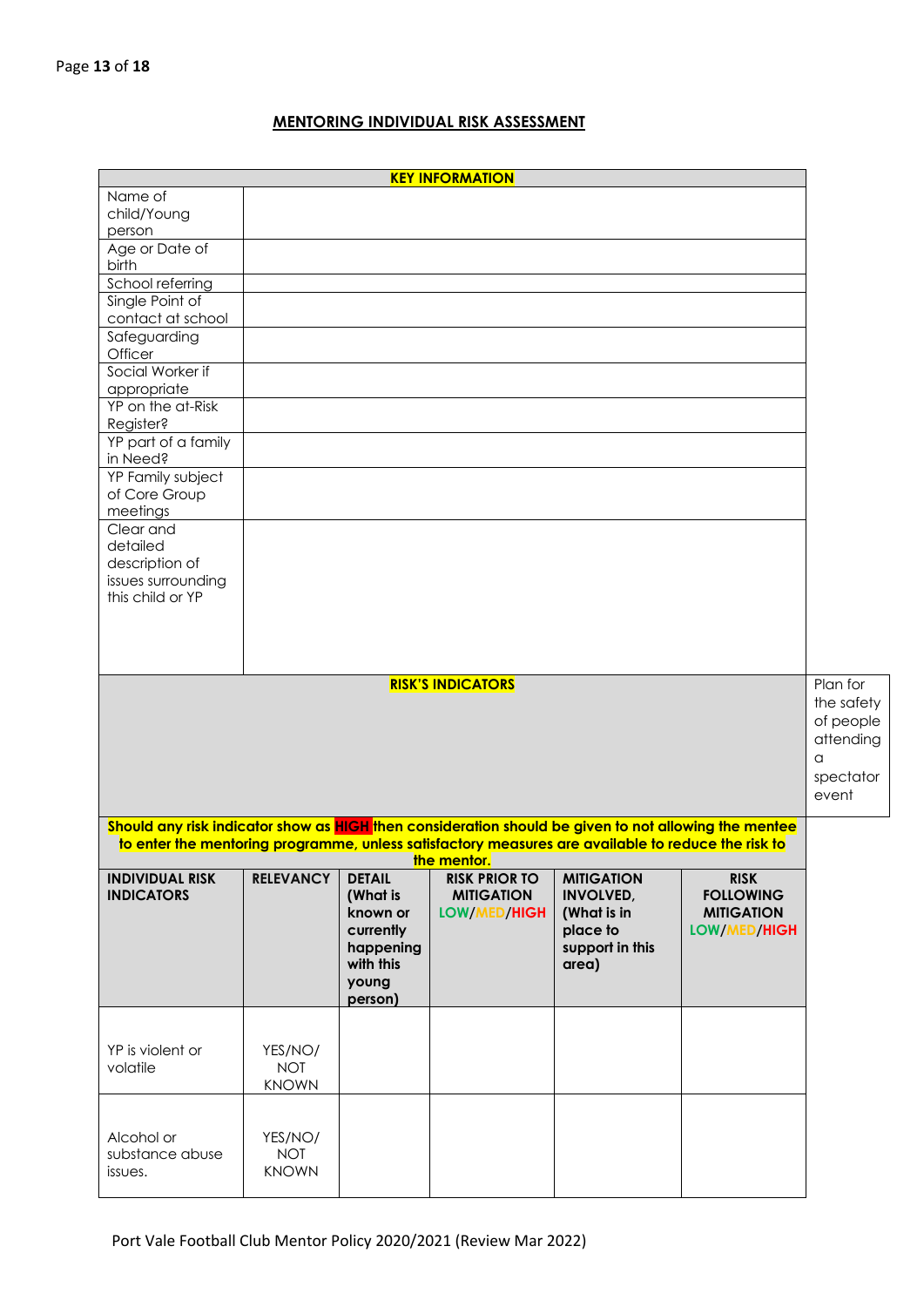## MENTORING INDIVIDUAL RISK ASSESSMENT

| KEY INFORMATION | |
|---|---|
| Name of child/Young person | |
| Age or Date of birth | |
| School referring | |
| Single Point of contact at school | |
| Safeguarding Officer | |
| Social Worker if appropriate | |
| YP on the at-Risk Register? | |
| YP part of a family in Need? | |
| YP Family subject of Core Group meetings | |
| Clear and detailed description of issues surrounding this child or YP | |

**RISK'S INDICATORS**

Plan for the safety of people attending a spectator event

**Should any risk indicator show as HIGH then consideration should be given to not allowing the mentee to enter the mentoring programme, unless satisfactory measures are available to reduce the risk to the mentor.**

| INDIVIDUAL RISK INDICATORS | RELEVANCY | DETAIL (What is known or currently happening with this young person) | RISK PRIOR TO MITIGATION LOW/MED/HIGH | MITIGATION INVOLVED, (What is in place to support in this area) | RISK FOLLOWING MITIGATION LOW/MED/HIGH |
|---|---|---|---|---|---|
| YP is violent or volatile | YES/NO/ NOT KNOWN | | | | |
| Alcohol or substance abuse issues. | YES/NO/ NOT KNOWN | | | | |

Port Vale Football Club Mentor Policy 2020/2021 (Review Mar 2022)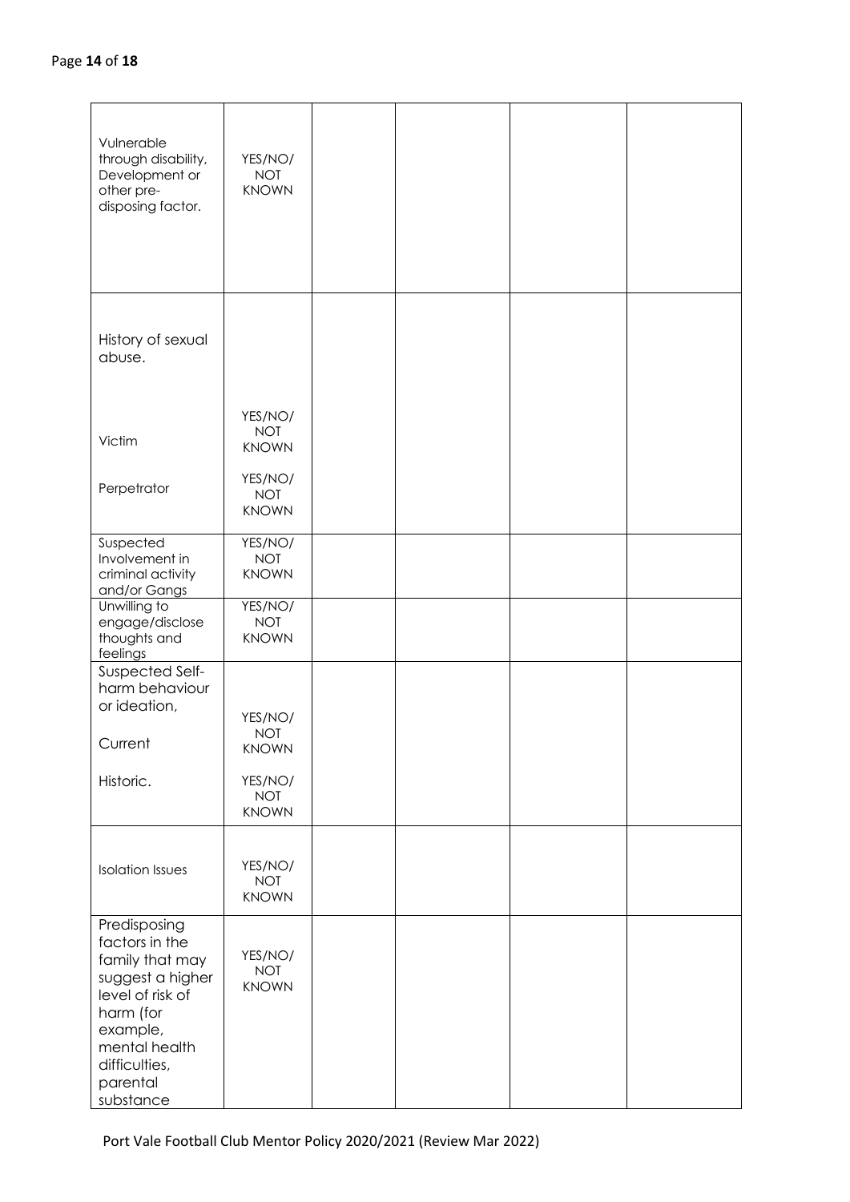| | | | | | |
|---|---|---|---|---|---|
| Vulnerable through disability, Development or other pre-disposing factor. | YES/NO/ NOT KNOWN | | | | |
| History of sexual abuse.<br><br>Victim<br><br>Perpetrator | <br><br>YES/NO/ NOT KNOWN<br><br>YES/NO/ NOT KNOWN | | | | |
| Suspected Involvement in criminal activity and/or Gangs | YES/NO/ NOT KNOWN | | | | |
| Unwilling to engage/disclose thoughts and feelings | YES/NO/ NOT KNOWN | | | | |
| Suspected Self-harm behaviour or ideation,<br><br>Current<br><br>Historic. | <br><br>YES/NO/ NOT KNOWN<br><br>YES/NO/ NOT KNOWN | | | | |
| Isolation Issues | YES/NO/ NOT KNOWN | | | | |
| Predisposing factors in the family that may suggest a higher level of risk of harm (for example, mental health difficulties, parental substance | YES/NO/ NOT KNOWN | | | | |

Port Vale Football Club Mentor Policy 2020/2021 (Review Mar 2022)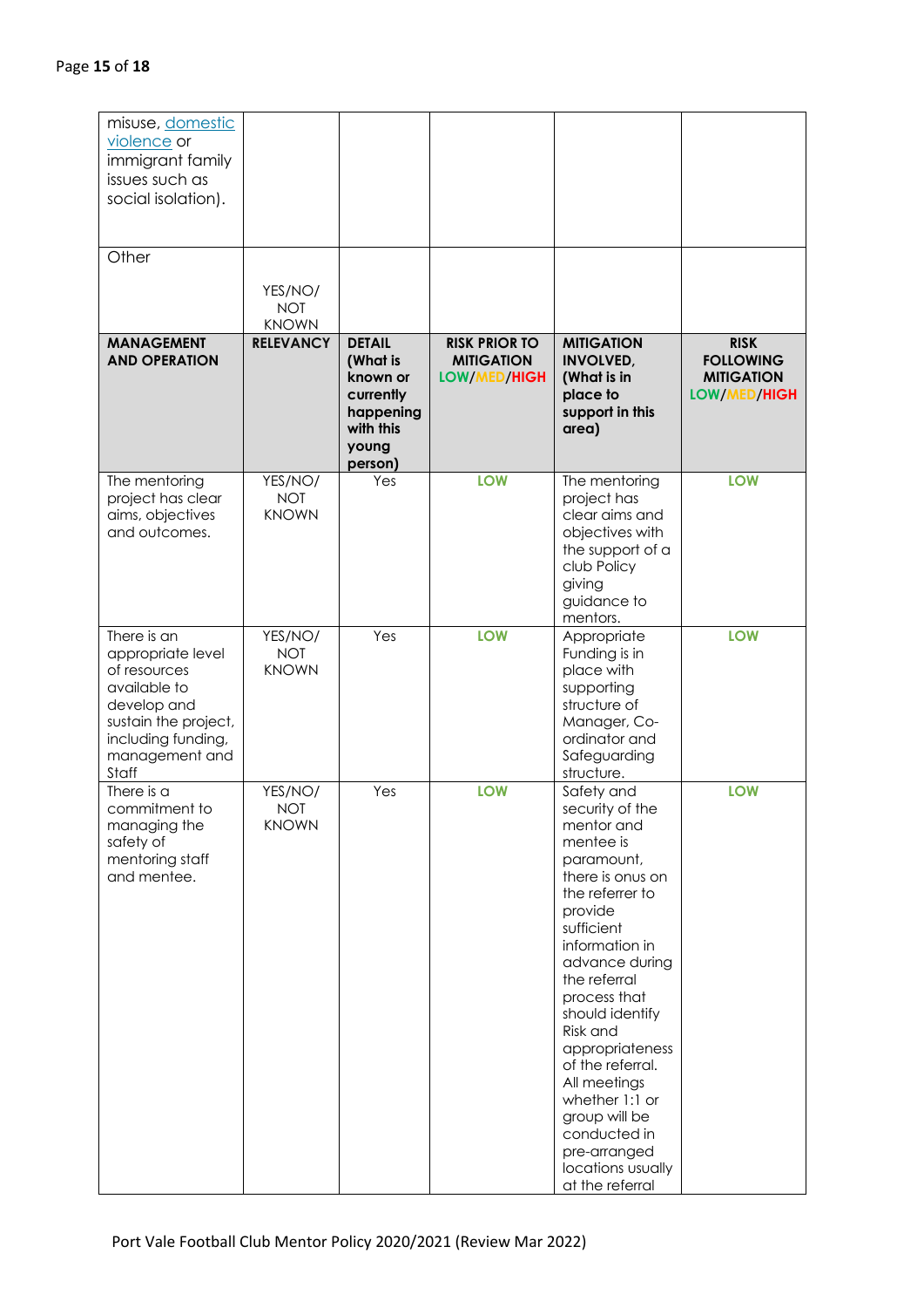| misuse, domestic violence or immigrant family issues such as social isolation). | | | | | |
|---|---|---|---|---|---|
| Other | YES/NO/ NOT KNOWN | | | | |
| **MANAGEMENT AND OPERATION** | **RELEVANCY** | **DETAIL (What is known or currently happening with this young person)** | **RISK PRIOR TO MITIGATION LOW/MED/HIGH** | **MITIGATION INVOLVED, (What is in place to support in this area)** | **RISK FOLLOWING MITIGATION LOW/MED/HIGH** |
| The mentoring project has clear aims, objectives and outcomes. | YES/NO/ NOT KNOWN | Yes | LOW | The mentoring project has clear aims and objectives with the support of a club Policy giving guidance to mentors. | LOW |
| There is an appropriate level of resources available to develop and sustain the project, including funding, management and Staff | YES/NO/ NOT KNOWN | Yes | LOW | Appropriate Funding is in place with supporting structure of Manager, Co-ordinator and Safeguarding structure. | LOW |
| There is a commitment to managing the safety of mentoring staff and mentee. | YES/NO/ NOT KNOWN | Yes | LOW | Safety and security of the mentor and mentee is paramount, there is onus on the referrer to provide sufficient information in advance during the referral process that should identify Risk and appropriateness of the referral. All meetings whether 1:1 or group will be conducted in pre-arranged locations usually at the referral | LOW |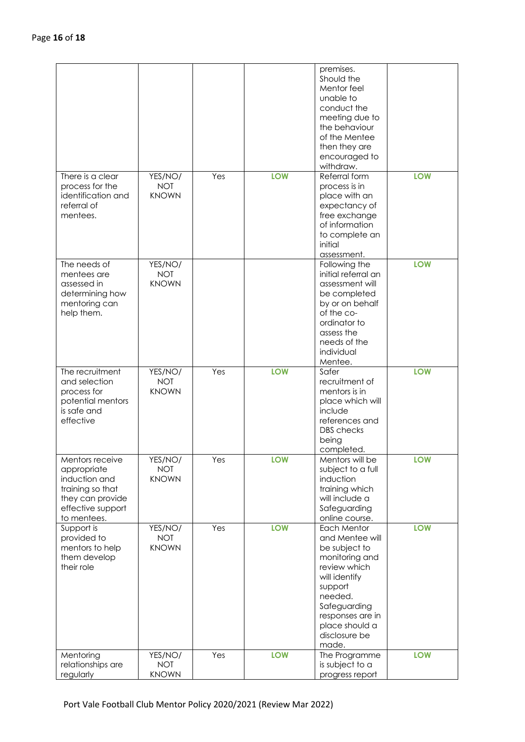| | | | | premises. Should the Mentor feel unable to conduct the meeting due to the behaviour of the Mentee then they are encouraged to withdraw. | |
|---|---|---|---|---|---|
| There is a clear process for the identification and referral of mentees. | YES/NO/ NOT KNOWN | Yes | **LOW** | Referral form process is in place with an expectancy of free exchange of information to complete an initial assessment. | **LOW** |
| The needs of mentees are assessed in determining how mentoring can help them. | YES/NO/ NOT KNOWN | | | Following the initial referral an assessment will be completed by or on behalf of the co-ordinator to assess the needs of the individual Mentee. | **LOW** |
| The recruitment and selection process for potential mentors is safe and effective | YES/NO/ NOT KNOWN | Yes | **LOW** | Safer recruitment of mentors is in place which will include references and DBS checks being completed. | **LOW** |
| Mentors receive appropriate induction and training so that they can provide effective support to mentees. | YES/NO/ NOT KNOWN | Yes | **LOW** | Mentors will be subject to a full induction training which will include a Safeguarding online course. | **LOW** |
| Support is provided to mentors to help them develop their role | YES/NO/ NOT KNOWN | Yes | **LOW** | Each Mentor and Mentee will be subject to monitoring and review which will identify support needed. Safeguarding responses are in place should a disclosure be made. | **LOW** |
| Mentoring relationships are regularly | YES/NO/ NOT KNOWN | Yes | **LOW** | The Programme is subject to a progress report | **LOW** |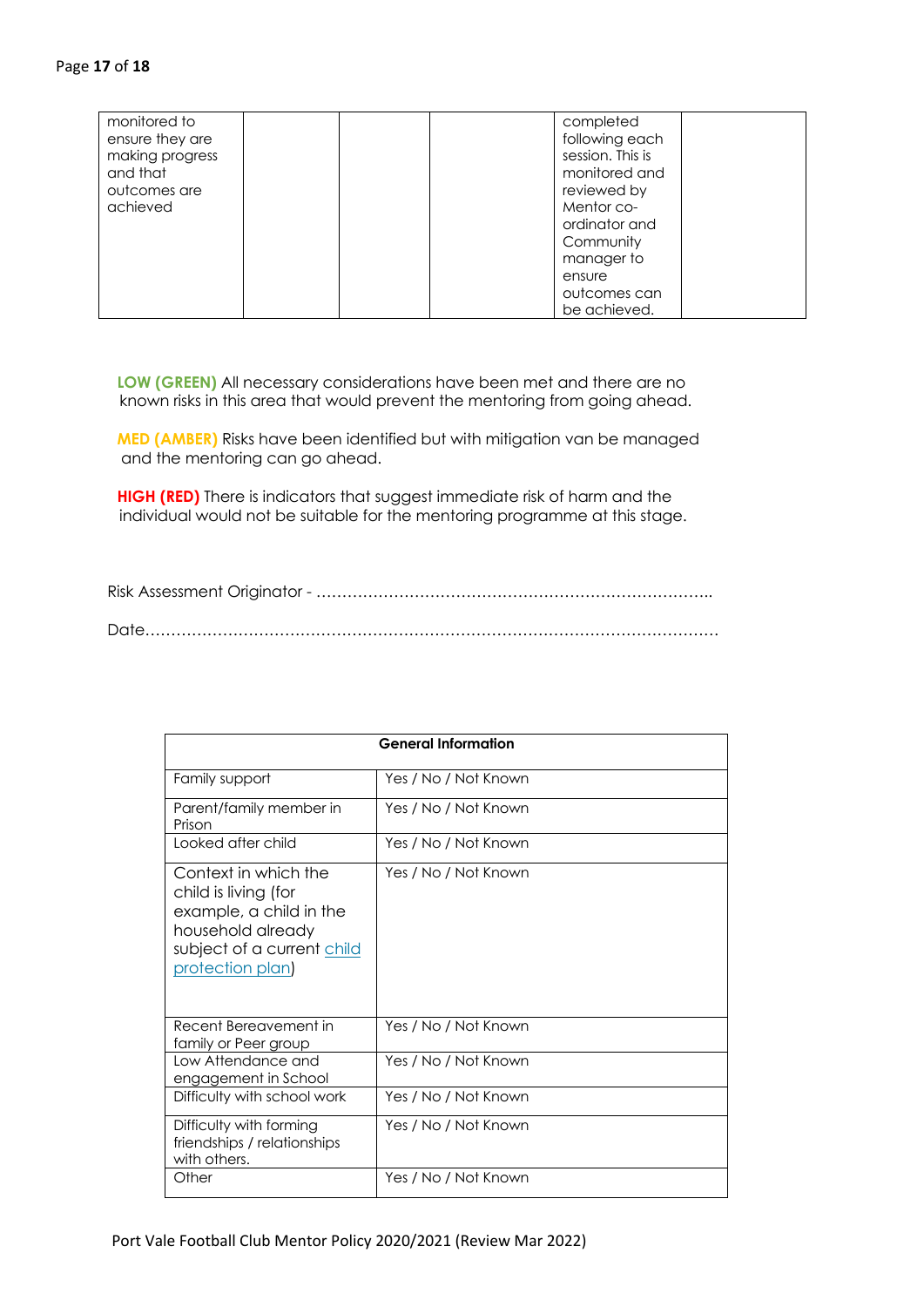| monitored to ensure they are making progress and that outcomes are achieved | | | | completed following each session. This is monitored and reviewed by Mentor co-ordinator and Community manager to ensure outcomes can be achieved. | |
|---|---|---|---|---|---|

**LOW (GREEN)** All necessary considerations have been met and there are no known risks in this area that would prevent the mentoring from going ahead.

**MED (AMBER)** Risks have been identified but with mitigation van be managed and the mentoring can go ahead.

**HIGH (RED)** There is indicators that suggest immediate risk of harm and the individual would not be suitable for the mentoring programme at this stage.

Risk Assessment Originator - …………………………………………………………………..

Date……………………………………………………………………………………………

| **General Information** | |
|---|---|
| Family support | Yes / No / Not Known |
| Parent/family member in Prison | Yes / No / Not Known |
| Looked after child | Yes / No / Not Known |
| Context in which the child is living (for example, a child in the household already subject of a current child protection plan) | Yes / No / Not Known |
| Recent Bereavement in family or Peer group | Yes / No / Not Known |
| Low Attendance and engagement in School | Yes / No / Not Known |
| Difficulty with school work | Yes / No / Not Known |
| Difficulty with forming friendships / relationships with others. | Yes / No / Not Known |
| Other | Yes / No / Not Known |